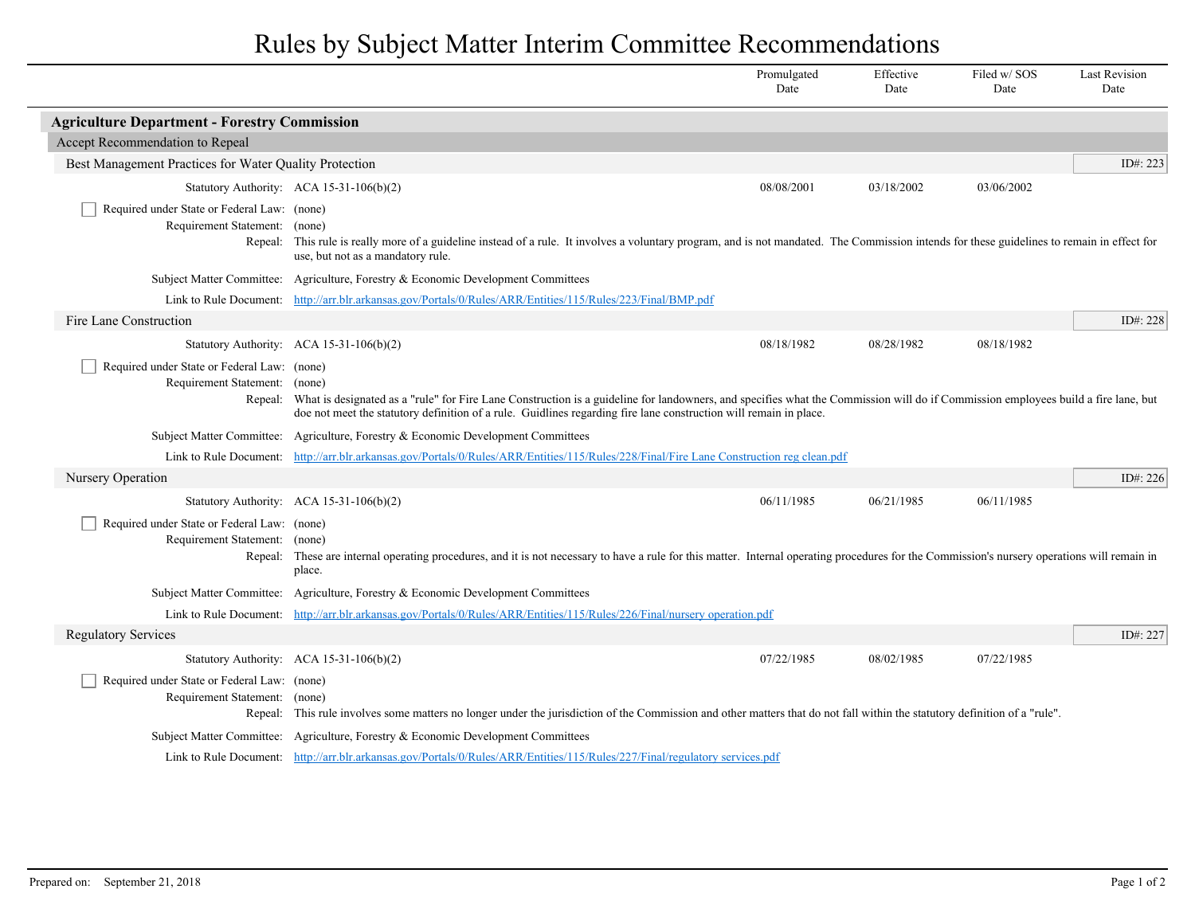# Rules by Subject Matter Interim Committee Recommendations

| | Promulgated Date | Effective Date | Filed w/ SOS Date | Last Revision Date |
|---|---|---|---|---|

## Agriculture Department - Forestry Commission

### Accept Recommendation to Repeal

#### Best Management Practices for Water Quality Protection

ID#: 223

| | Promulgated Date | Effective Date | Filed w/ SOS Date | Last Revision Date |
|---|---|---|---|---|
| Statutory Authority: ACA 15-31-106(b)(2) | 08/08/2001 | 03/18/2002 | 03/06/2002 | |

☐ Required under State or Federal Law: (none)

Requirement Statement: (none)

Repeal: This rule is really more of a guideline instead of a rule. It involves a voluntary program, and is not mandated. The Commission intends for these guidelines to remain in effect for use, but not as a mandatory rule.

Subject Matter Committee: Agriculture, Forestry & Economic Development Committees

Link to Rule Document: http://arr.blr.arkansas.gov/Portals/0/Rules/ARR/Entities/115/Rules/223/Final/BMP.pdf

#### Fire Lane Construction

ID#: 228

| | Promulgated Date | Effective Date | Filed w/ SOS Date | Last Revision Date |
|---|---|---|---|---|
| Statutory Authority: ACA 15-31-106(b)(2) | 08/18/1982 | 08/28/1982 | 08/18/1982 | |

☐ Required under State or Federal Law: (none)

Requirement Statement: (none)

Repeal: What is designated as a "rule" for Fire Lane Construction is a guideline for landowners, and specifies what the Commission will do if Commission employees build a fire lane, but doe not meet the statutory definition of a rule. Guidlines regarding fire lane construction will remain in place.

Subject Matter Committee: Agriculture, Forestry & Economic Development Committees

Link to Rule Document: http://arr.blr.arkansas.gov/Portals/0/Rules/ARR/Entities/115/Rules/228/Final/Fire Lane Construction reg clean.pdf

#### Nursery Operation

ID#: 226

| | Promulgated Date | Effective Date | Filed w/ SOS Date | Last Revision Date |
|---|---|---|---|---|
| Statutory Authority: ACA 15-31-106(b)(2) | 06/11/1985 | 06/21/1985 | 06/11/1985 | |

☐ Required under State or Federal Law: (none)

Requirement Statement: (none)

Repeal: These are internal operating procedures, and it is not necessary to have a rule for this matter. Internal operating procedures for the Commission's nursery operations will remain in place.

Subject Matter Committee: Agriculture, Forestry & Economic Development Committees

Link to Rule Document: http://arr.blr.arkansas.gov/Portals/0/Rules/ARR/Entities/115/Rules/226/Final/nursery operation.pdf

#### Regulatory Services

ID#: 227

| | Promulgated Date | Effective Date | Filed w/ SOS Date | Last Revision Date |
|---|---|---|---|---|
| Statutory Authority: ACA 15-31-106(b)(2) | 07/22/1985 | 08/02/1985 | 07/22/1985 | |

☐ Required under State or Federal Law: (none)

Requirement Statement: (none)

Repeal: This rule involves some matters no longer under the jurisdiction of the Commission and other matters that do not fall within the statutory definition of a "rule".

Subject Matter Committee: Agriculture, Forestry & Economic Development Committees

Link to Rule Document: http://arr.blr.arkansas.gov/Portals/0/Rules/ARR/Entities/115/Rules/227/Final/regulatory services.pdf

Prepared on: September 21, 2018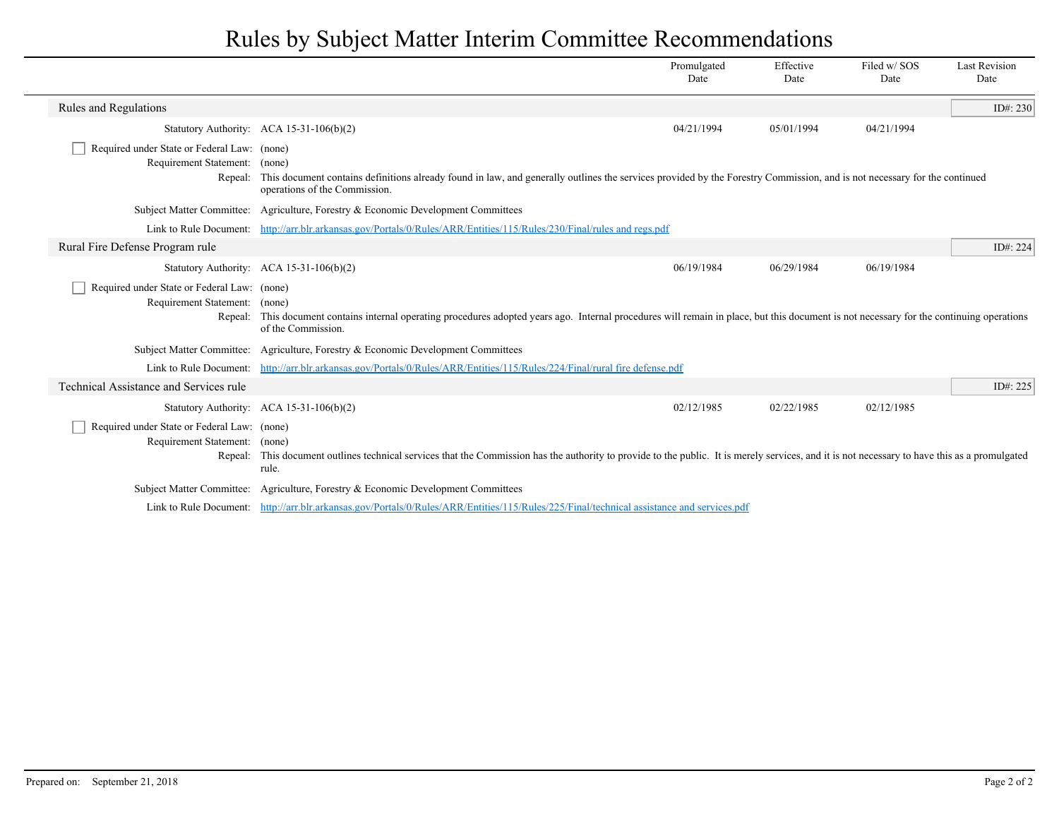# Rules by Subject Matter Interim Committee Recommendations

| | Promulgated Date | Effective Date | Filed w/ SOS Date | Last Revision Date |
|---|---|---|---|---|

## Rules and Regulations

ID#: 230

| | | Promulgated Date | Effective Date | Filed w/ SOS Date | Last Revision Date |
|---|---|---|---|---|---|
| Statutory Authority: | ACA 15-31-106(b)(2) | 04/21/1994 | 05/01/1994 | 04/21/1994 | |

- [ ] Required under State or Federal Law: (none)

Requirement Statement: (none)

Repeal: This document contains definitions already found in law, and generally outlines the services provided by the Forestry Commission, and is not necessary for the continued operations of the Commission.

Subject Matter Committee: Agriculture, Forestry & Economic Development Committees

Link to Rule Document: http://arr.blr.arkansas.gov/Portals/0/Rules/ARR/Entities/115/Rules/230/Final/rules and regs.pdf

## Rural Fire Defense Program rule

ID#: 224

| | | Promulgated Date | Effective Date | Filed w/ SOS Date | Last Revision Date |
|---|---|---|---|---|---|
| Statutory Authority: | ACA 15-31-106(b)(2) | 06/19/1984 | 06/29/1984 | 06/19/1984 | |

- [ ] Required under State or Federal Law: (none)

Requirement Statement: (none)

Repeal: This document contains internal operating procedures adopted years ago. Internal procedures will remain in place, but this document is not necessary for the continuing operations of the Commission.

Subject Matter Committee: Agriculture, Forestry & Economic Development Committees

Link to Rule Document: http://arr.blr.arkansas.gov/Portals/0/Rules/ARR/Entities/115/Rules/224/Final/rural fire defense.pdf

## Technical Assistance and Services rule

ID#: 225

| | | Promulgated Date | Effective Date | Filed w/ SOS Date | Last Revision Date |
|---|---|---|---|---|---|
| Statutory Authority: | ACA 15-31-106(b)(2) | 02/12/1985 | 02/22/1985 | 02/12/1985 | |

- [ ] Required under State or Federal Law: (none)

Requirement Statement: (none)

Repeal: This document outlines technical services that the Commission has the authority to provide to the public. It is merely services, and it is not necessary to have this as a promulgated rule.

Subject Matter Committee: Agriculture, Forestry & Economic Development Committees

Link to Rule Document: http://arr.blr.arkansas.gov/Portals/0/Rules/ARR/Entities/115/Rules/225/Final/technical assistance and services.pdf

Prepared on: September 21, 2018